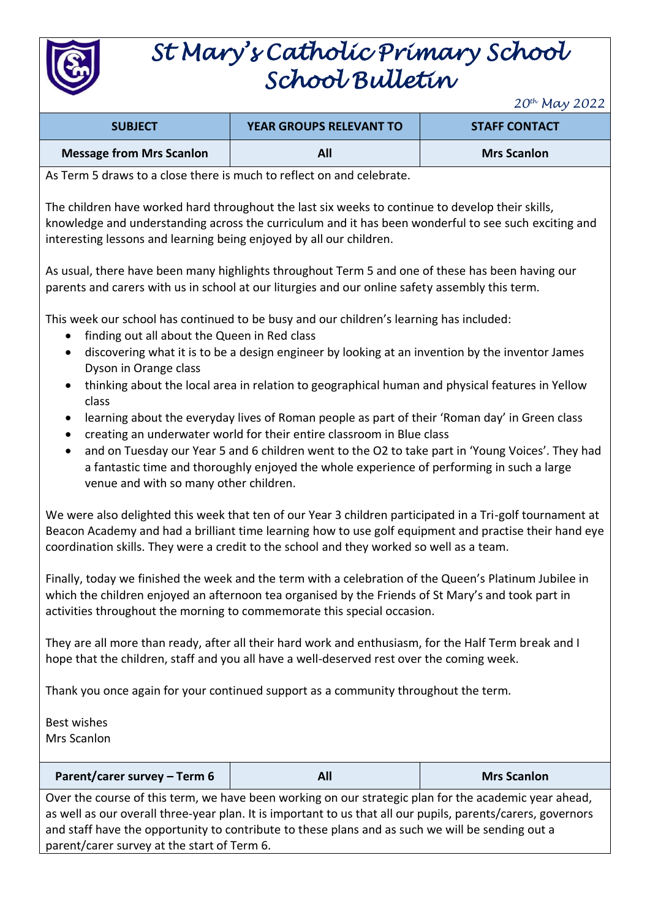# St Mary's Catholic Primary School
# School Bulletin

*20th May 2022*

| SUBJECT | YEAR GROUPS RELEVANT TO | STAFF CONTACT |
|---|---|---|
| **Message from Mrs Scanlon** | **All** | **Mrs Scanlon** |

As Term 5 draws to a close there is much to reflect on and celebrate.

The children have worked hard throughout the last six weeks to continue to develop their skills, knowledge and understanding across the curriculum and it has been wonderful to see such exciting and interesting lessons and learning being enjoyed by all our children.

As usual, there have been many highlights throughout Term 5 and one of these has been having our parents and carers with us in school at our liturgies and our online safety assembly this term.

This week our school has continued to be busy and our children's learning has included:

- finding out all about the Queen in Red class
- discovering what it is to be a design engineer by looking at an invention by the inventor James Dyson in Orange class
- thinking about the local area in relation to geographical human and physical features in Yellow class
- learning about the everyday lives of Roman people as part of their 'Roman day' in Green class
- creating an underwater world for their entire classroom in Blue class
- and on Tuesday our Year 5 and 6 children went to the O2 to take part in 'Young Voices'. They had a fantastic time and thoroughly enjoyed the whole experience of performing in such a large venue and with so many other children.

We were also delighted this week that ten of our Year 3 children participated in a Tri-golf tournament at Beacon Academy and had a brilliant time learning how to use golf equipment and practise their hand eye coordination skills. They were a credit to the school and they worked so well as a team.

Finally, today we finished the week and the term with a celebration of the Queen's Platinum Jubilee in which the children enjoyed an afternoon tea organised by the Friends of St Mary's and took part in activities throughout the morning to commemorate this special occasion.

They are all more than ready, after all their hard work and enthusiasm, for the Half Term break and I hope that the children, staff and you all have a well-deserved rest over the coming week.

Thank you once again for your continued support as a community throughout the term.

Best wishes  
Mrs Scanlon

| | | |
|---|---|---|
| **Parent/carer survey – Term 6** | **All** | **Mrs Scanlon** |

Over the course of this term, we have been working on our strategic plan for the academic year ahead, as well as our overall three-year plan. It is important to us that all our pupils, parents/carers, governors and staff have the opportunity to contribute to these plans and as such we will be sending out a parent/carer survey at the start of Term 6.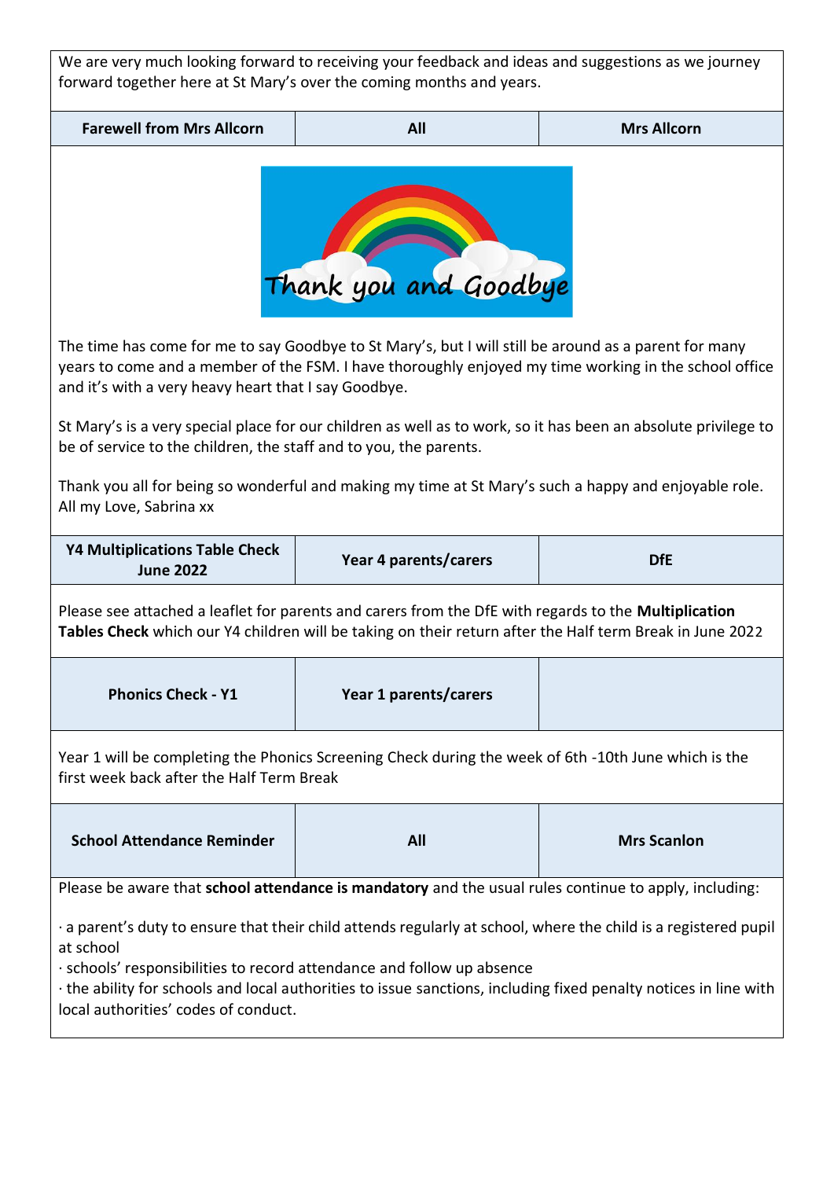We are very much looking forward to receiving your feedback and ideas and suggestions as we journey forward together here at St Mary's over the coming months and years.

| Farewell from Mrs Allcorn | All | Mrs Allcorn |
|---|---|---|

Thank you and Goodbye

The time has come for me to say Goodbye to St Mary's, but I will still be around as a parent for many years to come and a member of the FSM. I have thoroughly enjoyed my time working in the school office and it's with a very heavy heart that I say Goodbye.

St Mary's is a very special place for our children as well as to work, so it has been an absolute privilege to be of service to the children, the staff and to you, the parents.

Thank you all for being so wonderful and making my time at St Mary's such a happy and enjoyable role. All my Love, Sabrina xx

| Y4 Multiplications Table Check June 2022 | Year 4 parents/carers | DfE |
|---|---|---|

Please see attached a leaflet for parents and carers from the DfE with regards to the **Multiplication Tables Check** which our Y4 children will be taking on their return after the Half term Break in June 2022

| Phonics Check - Y1 | Year 1 parents/carers | |
|---|---|---|

Year 1 will be completing the Phonics Screening Check during the week of 6th -10th June which is the first week back after the Half Term Break

| School Attendance Reminder | All | Mrs Scanlon |
|---|---|---|

Please be aware that **school attendance is mandatory** and the usual rules continue to apply, including:

· a parent's duty to ensure that their child attends regularly at school, where the child is a registered pupil at school
· schools' responsibilities to record attendance and follow up absence
· the ability for schools and local authorities to issue sanctions, including fixed penalty notices in line with local authorities' codes of conduct.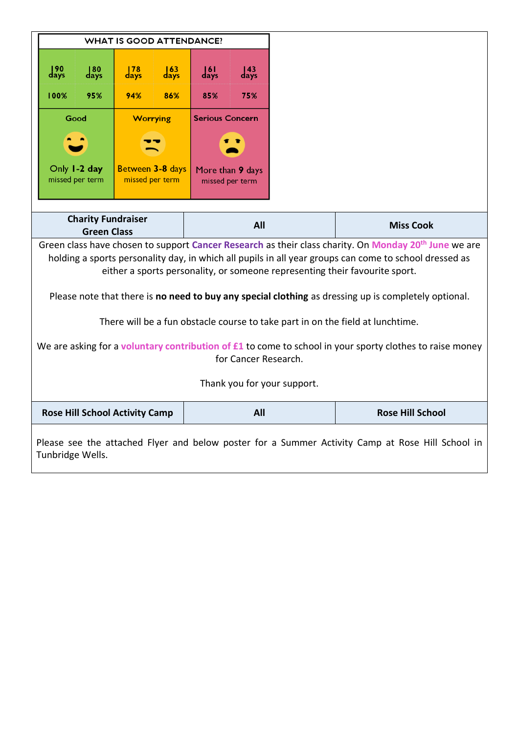| WHAT IS GOOD ATTENDANCE? | | | | | |
|---|---|---|---|---|---|
| 190 days | 180 days | 178 days | 163 days | 161 days | 143 days |
| 100% | 95% | 94% | 86% | 85% | 75% |
| Good | | Worrying | | Serious Concern | |
| Only 1-2 day missed per term | | Between 3-8 days missed per term | | More than 9 days missed per term | |

| Charity Fundraiser Green Class | All | Miss Cook |
|---|---|---|

Green class have chosen to support **Cancer Research** as their class charity. On **Monday 20th June** we are holding a sports personality day, in which all pupils in all year groups can come to school dressed as either a sports personality, or someone representing their favourite sport.

Please note that there is **no need to buy any special clothing** as dressing up is completely optional.

There will be a fun obstacle course to take part in on the field at lunchtime.

We are asking for a **voluntary contribution of £1** to come to school in your sporty clothes to raise money for Cancer Research.

Thank you for your support.

| Rose Hill School Activity Camp | All | Rose Hill School |
|---|---|---|

Please see the attached Flyer and below poster for a Summer Activity Camp at Rose Hill School in Tunbridge Wells.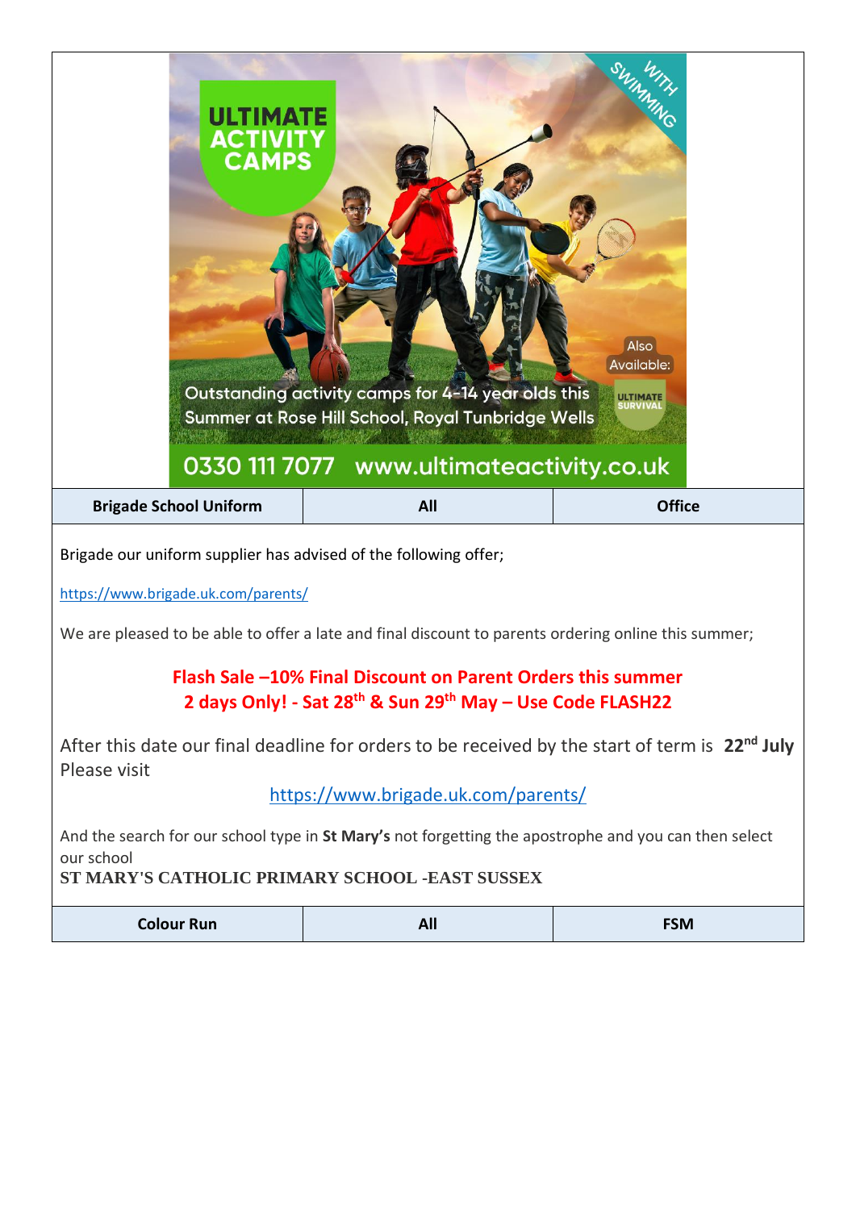ULTIMATE ACTIVITY CAMPS

WITH SWIMMING

Outstanding activity camps for 4-14 year olds this Summer at Rose Hill School, Royal Tunbridge Wells

Also Available: ULTIMATE SURVIVAL

0330 111 7077 www.ultimateactivity.co.uk

| Brigade School Uniform | All | Office |
|---|---|---|

Brigade our uniform supplier has advised of the following offer;

https://www.brigade.uk.com/parents/

We are pleased to be able to offer a late and final discount to parents ordering online this summer;

**Flash Sale –10% Final Discount on Parent Orders this summer**
**2 days Only! - Sat 28th & Sun 29th May – Use Code FLASH22**

After this date our final deadline for orders to be received by the start of term is **22nd July**
Please visit

https://www.brigade.uk.com/parents/

And the search for our school type in **St Mary's** not forgetting the apostrophe and you can then select our school
**ST MARY'S CATHOLIC PRIMARY SCHOOL -EAST SUSSEX**

| Colour Run | All | FSM |
|---|---|---|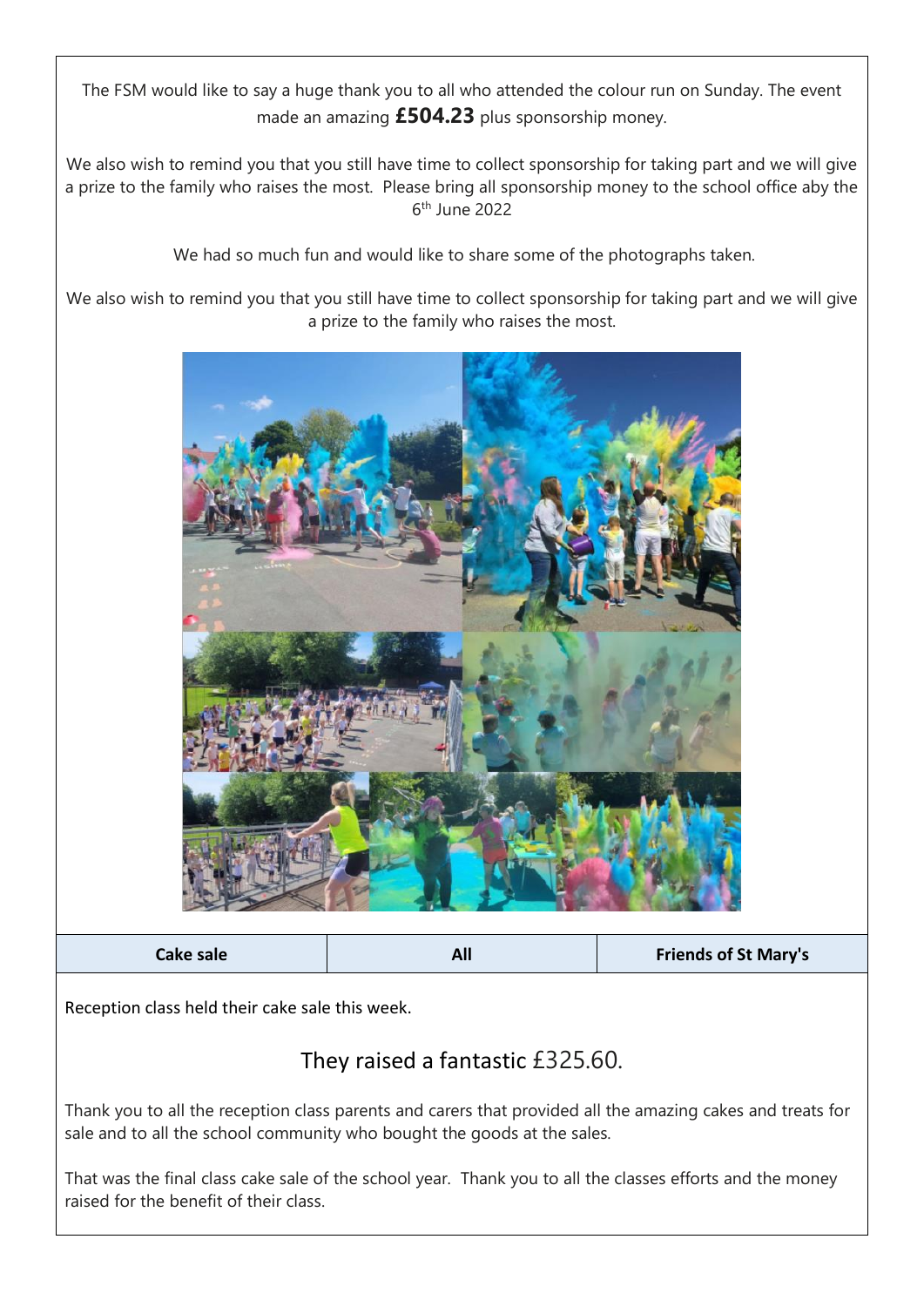The FSM would like to say a huge thank you to all who attended the colour run on Sunday. The event made an amazing **£504.23** plus sponsorship money.

We also wish to remind you that you still have time to collect sponsorship for taking part and we will give a prize to the family who raises the most. Please bring all sponsorship money to the school office aby the 6th June 2022

We had so much fun and would like to share some of the photographs taken.

We also wish to remind you that you still have time to collect sponsorship for taking part and we will give a prize to the family who raises the most.

| Cake sale | All | Friends of St Mary's |
|---|---|---|

Reception class held their cake sale this week.

They raised a fantastic £325.60.

Thank you to all the reception class parents and carers that provided all the amazing cakes and treats for sale and to all the school community who bought the goods at the sales.

That was the final class cake sale of the school year. Thank you to all the classes efforts and the money raised for the benefit of their class.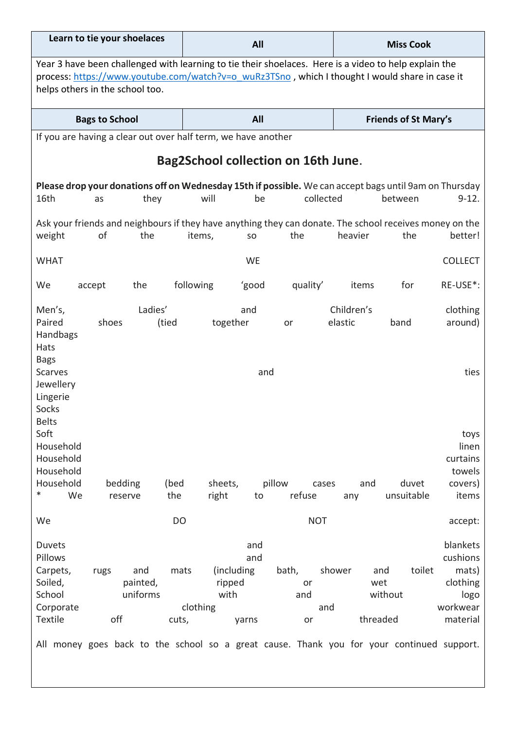| Learn to tie your shoelaces | All | Miss Cook |
|---|---|---|

Year 3 have been challenged with learning to tie their shoelaces. Here is a video to help explain the process: [https://www.youtube.com/watch?v=o_wuRz3TSno](https://www.youtube.com/watch?v=o_wuRz3TSno) , which I thought I would share in case it helps others in the school too.

| Bags to School | All | Friends of St Mary's |
|---|---|---|

If you are having a clear out over half term, we have another

## Bag2School collection on 16th June.

**Please drop your donations off on Wednesday 15th if possible.** We can accept bags until 9am on Thursday 16th as they will be collected between 9-12.

Ask your friends and neighbours if they have anything they can donate. The school receives money on the weight of the items, so the heavier the better!

WHAT WE COLLECT

We accept the following 'good quality' items for RE-USE*:

- Men's, Ladies' and Children's clothing
- Paired shoes (tied together or elastic band around)
- Handbags
- Hats
- Bags
- Scarves and ties
- Jewellery
- Lingerie
- Socks
- Belts
- Soft toys
- Household linen
- Household curtains
- Household towels
- Household bedding (bed sheets, pillow cases and duvet covers)

* We reserve the right to refuse any unsuitable items

We DO NOT accept:

- Duvets and blankets
- Pillows and cushions
- Carpets, rugs and mats (including bath, shower and toilet mats)
- Soiled, painted, ripped or wet clothing
- School uniforms with and without logo
- Corporate clothing and workwear
- Textile off cuts, yarns or threaded material

All money goes back to the school so a great cause. Thank you for your continued support.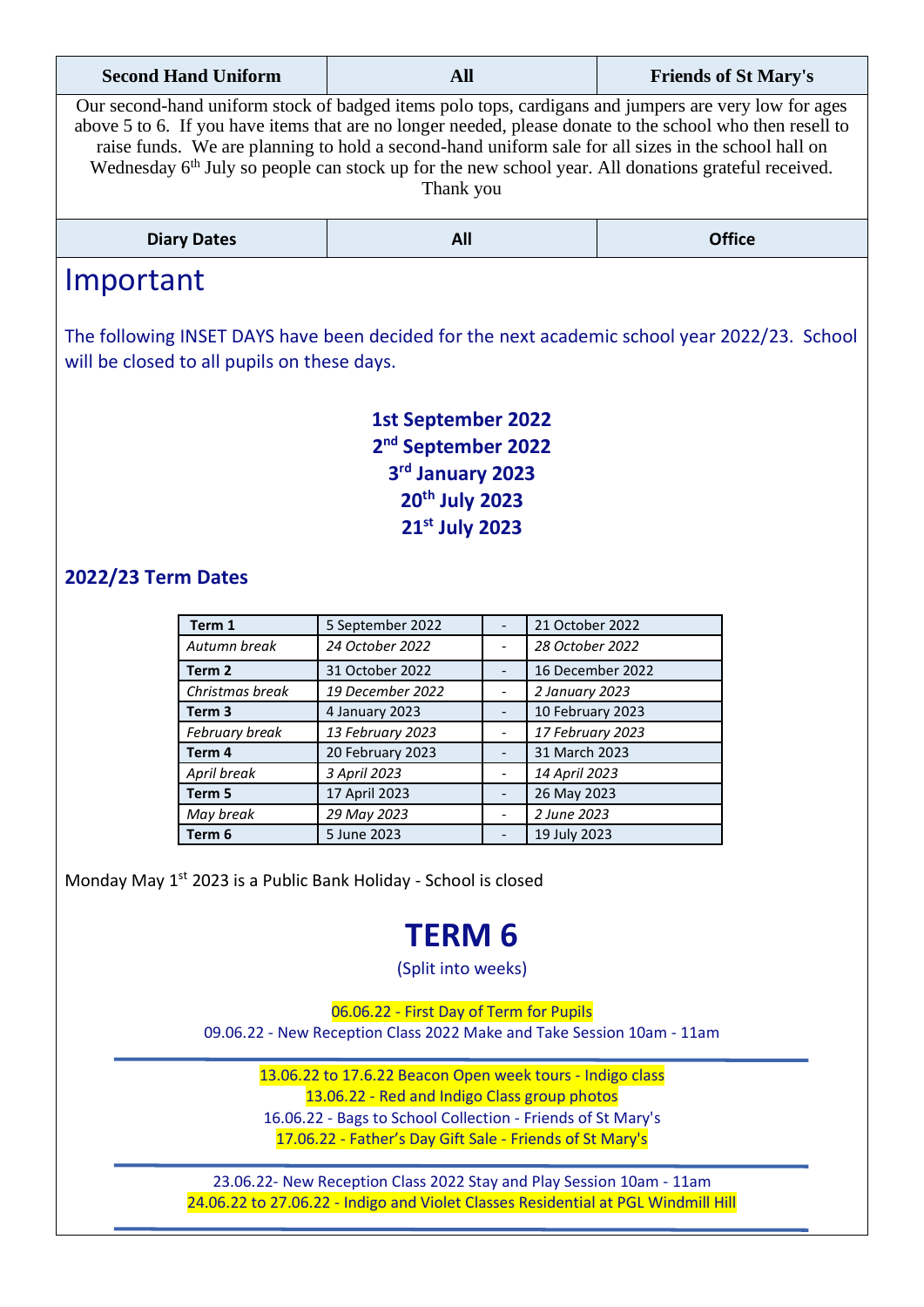| Second Hand Uniform | All | Friends of St Mary's |
|---|---|---|

Our second-hand uniform stock of badged items polo tops, cardigans and jumpers are very low for ages above 5 to 6. If you have items that are no longer needed, please donate to the school who then resell to raise funds. We are planning to hold a second-hand uniform sale for all sizes in the school hall on Wednesday 6th July so people can stock up for the new school year. All donations grateful received. Thank you

| Diary Dates | All | Office |
|---|---|---|

# Important

The following INSET DAYS have been decided for the next academic school year 2022/23. School will be closed to all pupils on these days.

**1st September 2022**
**2nd September 2022**
**3rd January 2023**
**20th July 2023**
**21st July 2023**

## 2022/23 Term Dates

| **Term 1** | 5 September 2022 | - | 21 October 2022 |
|---|---|---|---|
| *Autumn break* | *24 October 2022* | - | *28 October 2022* |
| **Term 2** | 31 October 2022 | - | 16 December 2022 |
| *Christmas break* | *19 December 2022* | - | *2 January 2023* |
| **Term 3** | 4 January 2023 | - | 10 February 2023 |
| *February break* | *13 February 2023* | - | *17 February 2023* |
| **Term 4** | 20 February 2023 | - | 31 March 2023 |
| *April break* | *3 April 2023* | - | *14 April 2023* |
| **Term 5** | 17 April 2023 | - | 26 May 2023 |
| *May break* | *29 May 2023* | - | *2 June 2023* |
| **Term 6** | 5 June 2023 | - | 19 July 2023 |

Monday May 1st 2023 is a Public Bank Holiday - School is closed

# TERM 6

(Split into weeks)

06.06.22 - First Day of Term for Pupils
09.06.22 - New Reception Class 2022 Make and Take Session 10am - 11am

---

13.06.22 to 17.6.22 Beacon Open week tours - Indigo class
13.06.22 - Red and Indigo Class group photos
16.06.22 - Bags to School Collection - Friends of St Mary's
17.06.22 - Father's Day Gift Sale - Friends of St Mary's

---

23.06.22- New Reception Class 2022 Stay and Play Session 10am - 11am
24.06.22 to 27.06.22 - Indigo and Violet Classes Residential at PGL Windmill Hill

---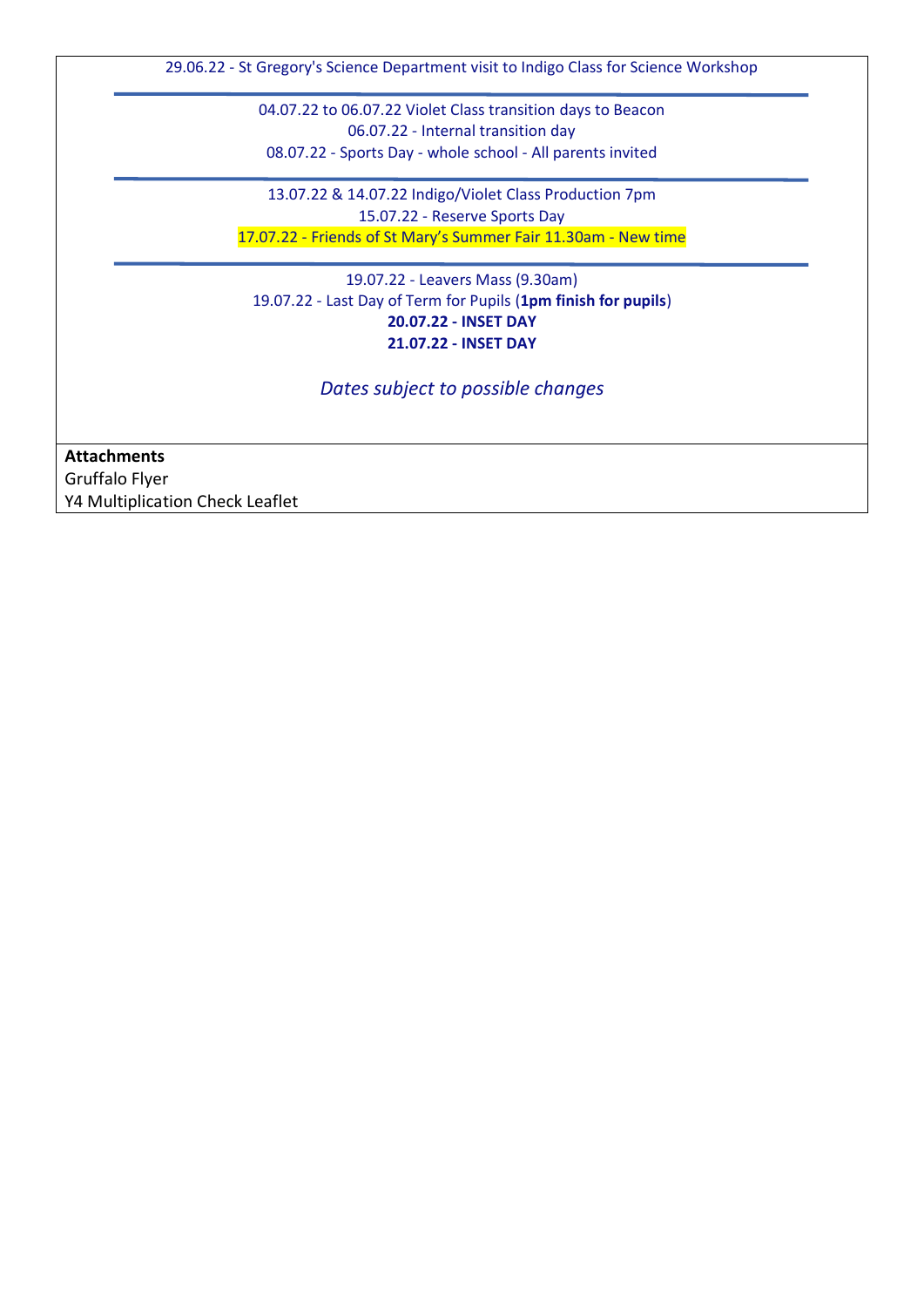29.06.22 - St Gregory's Science Department visit to Indigo Class for Science Workshop

---

04.07.22 to 06.07.22 Violet Class transition days to Beacon

06.07.22 - Internal transition day

08.07.22 - Sports Day - whole school - All parents invited

---

13.07.22 & 14.07.22 Indigo/Violet Class Production 7pm

15.07.22 - Reserve Sports Day

17.07.22 - Friends of St Mary's Summer Fair 11.30am - New time

---

19.07.22 - Leavers Mass (9.30am)

19.07.22 - Last Day of Term for Pupils (**1pm finish for pupils**)

**20.07.22 - INSET DAY**

**21.07.22 - INSET DAY**

*Dates subject to possible changes*

**Attachments**

Gruffalo Flyer

Y4 Multiplication Check Leaflet